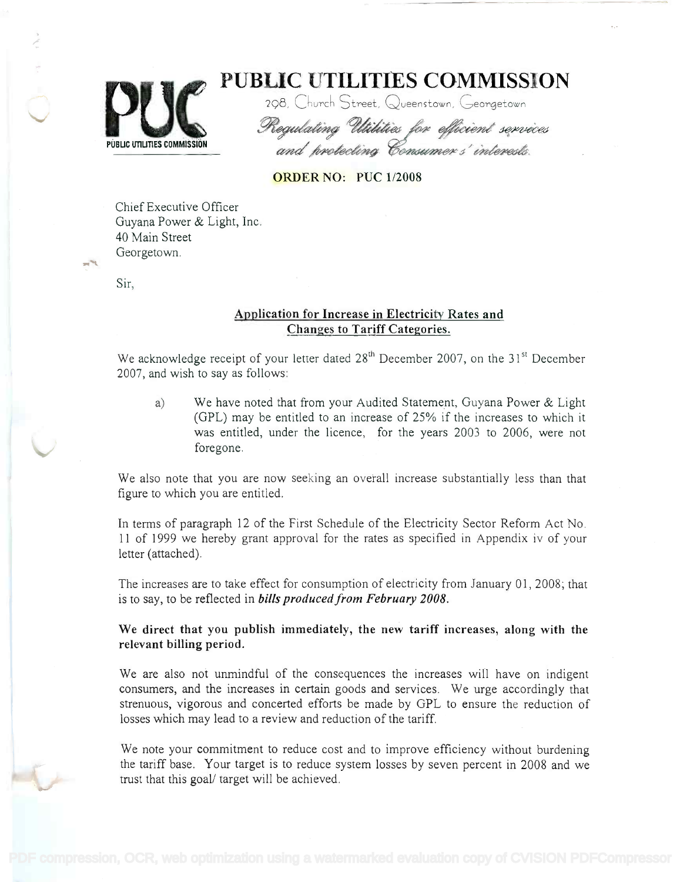# PUBLIC UTILITIES COMMISSION

298, Church Street, Queenstown, Georgetown

*Regulating Utilities for efficient services and protecting Consumer's interests.*

**ORDER NO: PUC 1/2008**

Chief Executive Officer
Guyana Power & Light, Inc.
40 Main Street
Georgetown.

Sir,

**Application for Increase in Electricity Rates and Changes to Tariff Categories.**

We acknowledge receipt of your letter dated 28th December 2007, on the 31st December 2007, and wish to say as follows:

a) We have noted that from your Audited Statement, Guyana Power & Light (GPL) may be entitled to an increase of 25% if the increases to which it was entitled, under the licence, for the years 2003 to 2006, were not foregone.

We also note that you are now seeking an overall increase substantially less than that figure to which you are entitled.

In terms of paragraph 12 of the First Schedule of the Electricity Sector Reform Act No. 11 of 1999 we hereby grant approval for the rates as specified in Appendix iv of your letter (attached).

The increases are to take effect for consumption of electricity from January 01, 2008; that is to say, to be reflected in ***bills produced from February 2008.***

**We direct that you publish immediately, the new tariff increases, along with the relevant billing period.**

We are also not unmindful of the consequences the increases will have on indigent consumers, and the increases in certain goods and services. We urge accordingly that strenuous, vigorous and concerted efforts be made by GPL to ensure the reduction of losses which may lead to a review and reduction of the tariff.

We note your commitment to reduce cost and to improve efficiency without burdening the tariff base. Your target is to reduce system losses by seven percent in 2008 and we trust that this goal/ target will be achieved.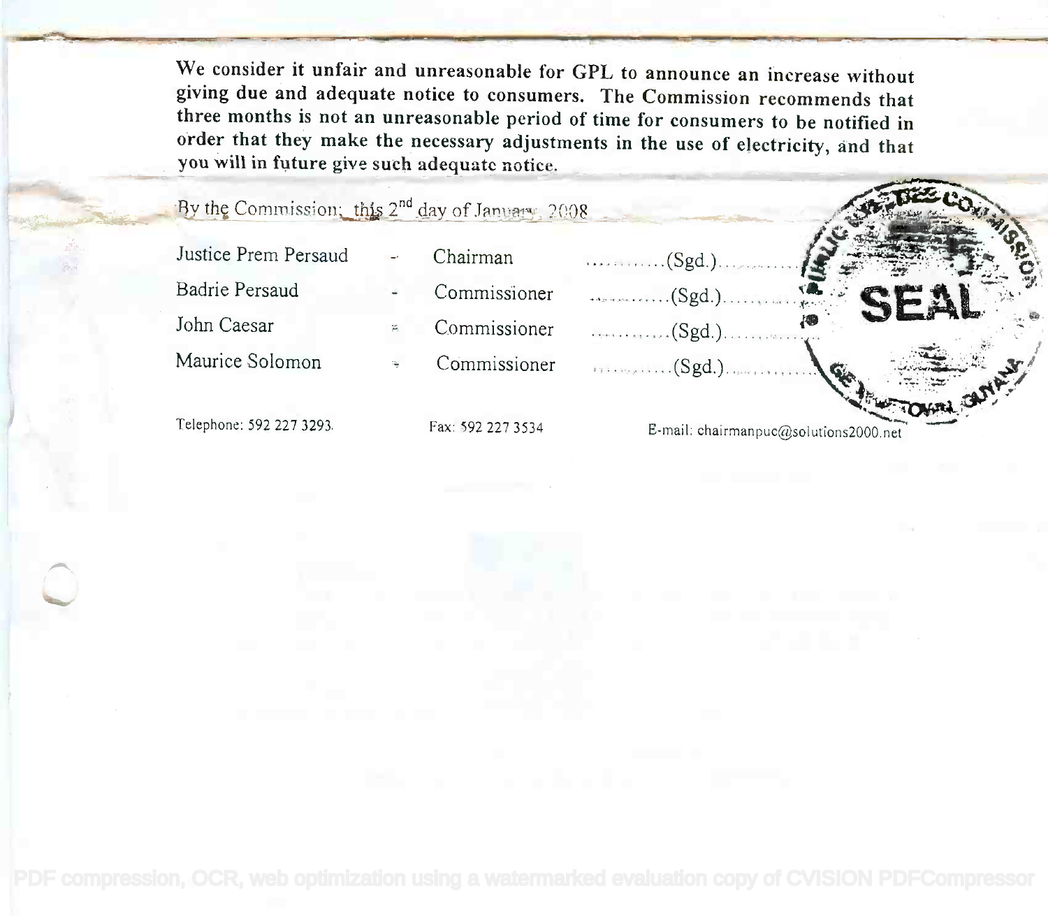We consider it unfair and unreasonable for GPL to announce an increase without giving due and adequate notice to consumers. The Commission recommends that three months is not an unreasonable period of time for consumers to be notified in order that they make the necessary adjustments in the use of electricity, and that you will in future give such adequate notice.

By the Commission; this 2nd day of January, 2008

| | | | |
|---|---|---|---|
| Justice Prem Persaud | - | Chairman | ............(Sgd.)............ |
| Badrie Persaud | - | Commissioner | ............(Sgd.)............ |
| John Caesar | - | Commissioner | ............(Sgd.)............ |
| Maurice Solomon | - | Commissioner | ............(Sgd.)............ |

SEAL

Telephone: 592 227 3293 Fax: 592 227 3534 E-mail: chairmanpuc@solutions2000.net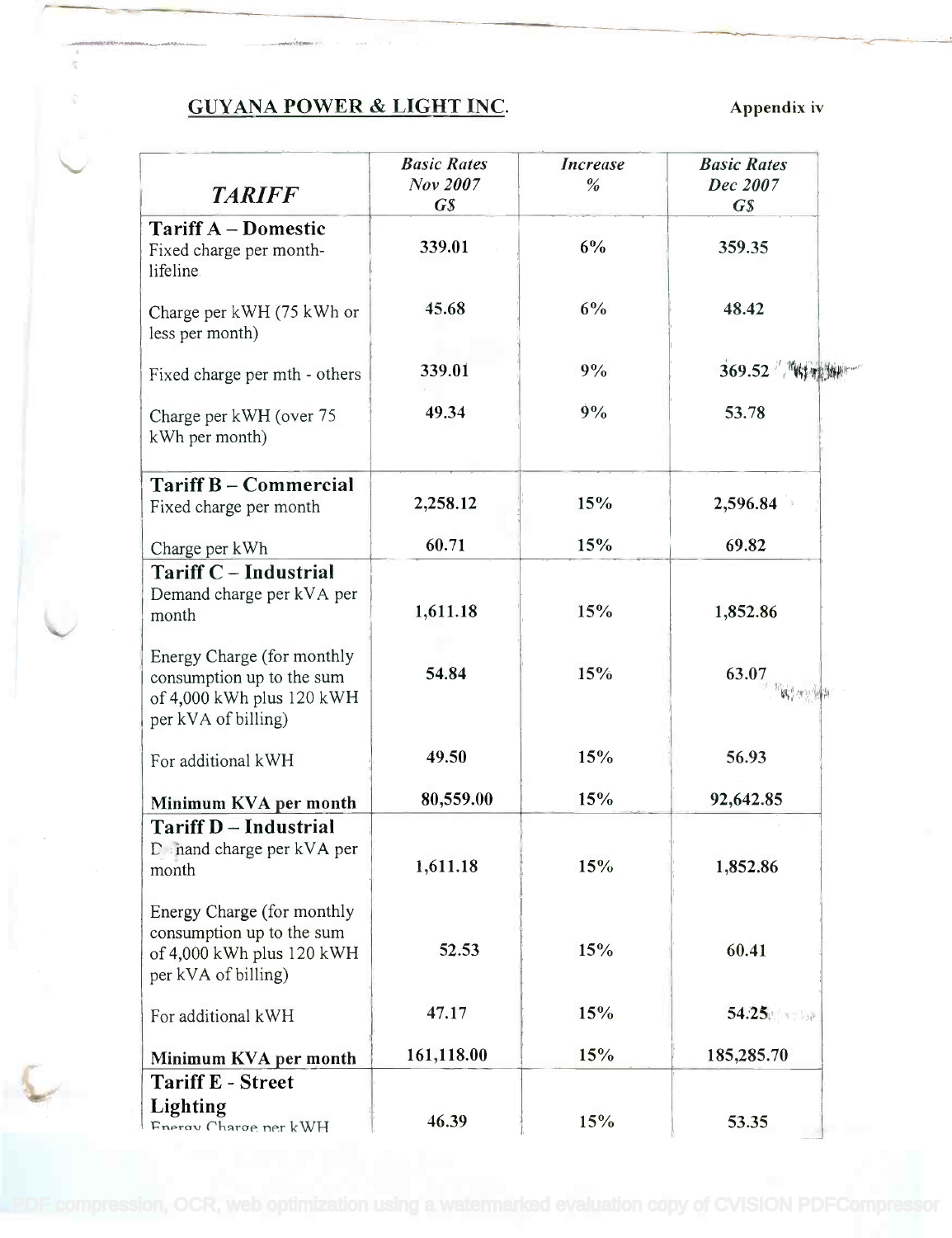## GUYANA POWER & LIGHT INC.

Appendix iv

| *TARIFF* | *Basic Rates Nov 2007 G$* | *Increase %* | *Basic Rates Dec 2007 G$* |
|---|---|---|---|
| **Tariff A – Domestic** | | | |
| Fixed charge per month-lifeline | 339.01 | 6% | 359.35 |
| Charge per kWH (75 kWh or less per month) | 45.68 | 6% | 48.42 |
| Fixed charge per mth - others | 339.01 | 9% | 369.52 |
| Charge per kWH (over 75 kWh per month) | 49.34 | 9% | 53.78 |
| **Tariff B – Commercial** | | | |
| Fixed charge per month | 2,258.12 | 15% | 2,596.84 |
| Charge per kWh | 60.71 | 15% | 69.82 |
| **Tariff C – Industrial** | | | |
| Demand charge per kVA per month | 1,611.18 | 15% | 1,852.86 |
| Energy Charge (for monthly consumption up to the sum of 4,000 kWh plus 120 kWH per kVA of billing) | 54.84 | 15% | 63.07 |
| For additional kWH | 49.50 | 15% | 56.93 |
| **Minimum KVA per month** | 80,559.00 | 15% | 92,642.85 |
| **Tariff D – Industrial** | | | |
| Demand charge per kVA per month | 1,611.18 | 15% | 1,852.86 |
| Energy Charge (for monthly consumption up to the sum of 4,000 kWh plus 120 kWH per kVA of billing) | 52.53 | 15% | 60.41 |
| For additional kWH | 47.17 | 15% | 54.25 |
| **Minimum KVA per month** | 161,118.00 | 15% | 185,285.70 |
| **Tariff E - Street Lighting** | | | |
| Energy Charge per kWH | 46.39 | 15% | 53.35 |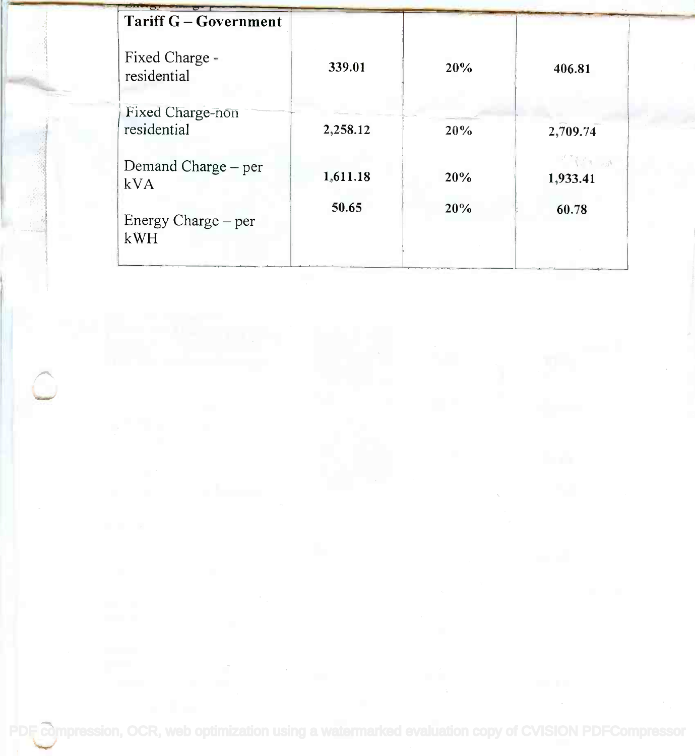| Tariff G – Government | | | |
|---|---|---|---|
| Fixed Charge - residential | 339.01 | 20% | 406.81 |
| Fixed Charge-non residential | 2,258.12 | 20% | 2,709.74 |
| Demand Charge – per kVA | 1,611.18 | 20% | 1,933.41 |
| Energy Charge – per kWH | 50.65 | 20% | 60.78 |